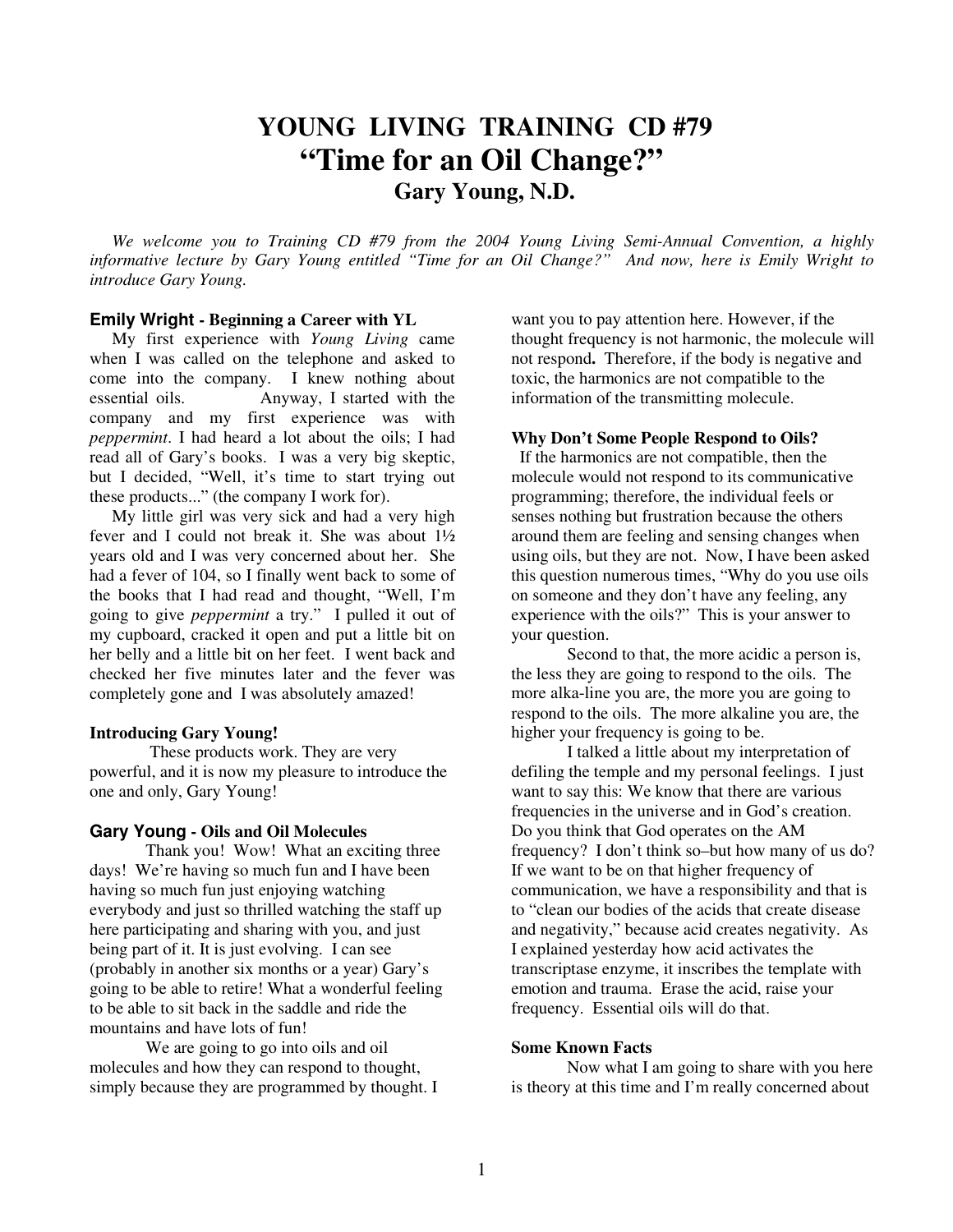# YOUNG LIVING TRAINING CD #79
# "Time for an Oil Change?"
## Gary Young, N.D.

*We welcome you to Training CD #79 from the 2004 Young Living Semi-Annual Convention, a highly informative lecture by Gary Young entitled "Time for an Oil Change?" And now, here is Emily Wright to introduce Gary Young.*

### Emily Wright - Beginning a Career with YL

My first experience with *Young Living* came when I was called on the telephone and asked to come into the company. I knew nothing about essential oils. Anyway, I started with the company and my first experience was with *peppermint*. I had heard a lot about the oils; I had read all of Gary's books. I was a very big skeptic, but I decided, "Well, it's time to start trying out these products..." (the company I work for).

My little girl was very sick and had a very high fever and I could not break it. She was about 1½ years old and I was very concerned about her. She had a fever of 104, so I finally went back to some of the books that I had read and thought, "Well, I'm going to give *peppermint* a try." I pulled it out of my cupboard, cracked it open and put a little bit on her belly and a little bit on her feet. I went back and checked her five minutes later and the fever was completely gone and I was absolutely amazed!

**Introducing Gary Young!**

These products work. They are very powerful, and it is now my pleasure to introduce the one and only, Gary Young!

### Gary Young - Oils and Oil Molecules

Thank you! Wow! What an exciting three days! We're having so much fun and I have been having so much fun just enjoying watching everybody and just so thrilled watching the staff up here participating and sharing with you, and just being part of it. It is just evolving. I can see (probably in another six months or a year) Gary's going to be able to retire! What a wonderful feeling to be able to sit back in the saddle and ride the mountains and have lots of fun!

We are going to go into oils and oil molecules and how they can respond to thought, simply because they are programmed by thought. I want you to pay attention here. However, if the thought frequency is not harmonic, the molecule will not respond**.** Therefore, if the body is negative and toxic, the harmonics are not compatible to the information of the transmitting molecule.

**Why Don't Some People Respond to Oils?**

If the harmonics are not compatible, then the molecule would not respond to its communicative programming; therefore, the individual feels or senses nothing but frustration because the others around them are feeling and sensing changes when using oils, but they are not. Now, I have been asked this question numerous times, "Why do you use oils on someone and they don't have any feeling, any experience with the oils?" This is your answer to your question.

Second to that, the more acidic a person is, the less they are going to respond to the oils. The more alka-line you are, the more you are going to respond to the oils. The more alkaline you are, the higher your frequency is going to be.

I talked a little about my interpretation of defiling the temple and my personal feelings. I just want to say this: We know that there are various frequencies in the universe and in God's creation. Do you think that God operates on the AM frequency? I don't think so–but how many of us do? If we want to be on that higher frequency of communication, we have a responsibility and that is to "clean our bodies of the acids that create disease and negativity," because acid creates negativity. As I explained yesterday how acid activates the transcriptase enzyme, it inscribes the template with emotion and trauma. Erase the acid, raise your frequency. Essential oils will do that.

**Some Known Facts**

Now what I am going to share with you here is theory at this time and I'm really concerned about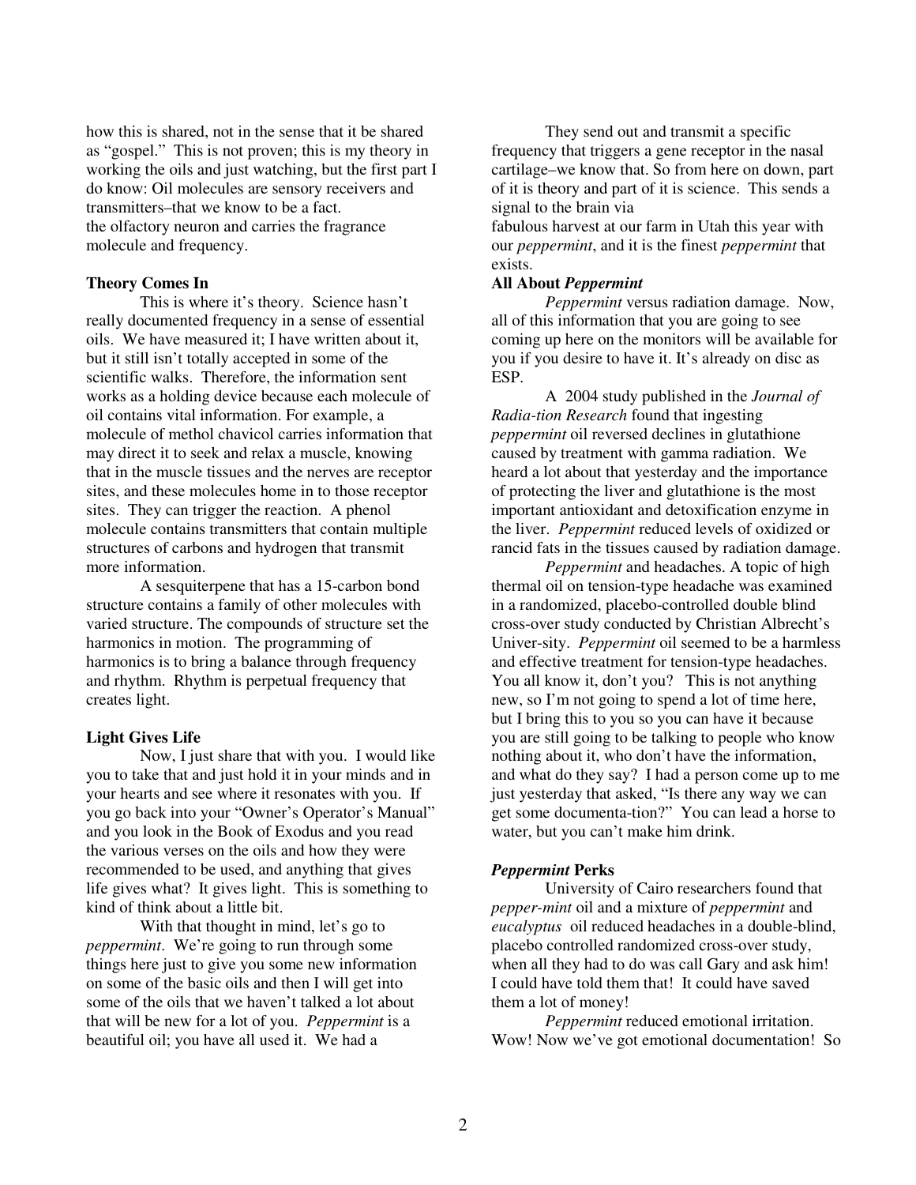how this is shared, not in the sense that it be shared as "gospel." This is not proven; this is my theory in working the oils and just watching, but the first part I do know: Oil molecules are sensory receivers and transmitters–that we know to be a fact.

They send out and transmit a specific frequency that triggers a gene receptor in the nasal cartilage–we know that. So from here on down, part of it is theory and part of it is science. This sends a signal to the brain via the olfactory neuron and carries the fragrance molecule and frequency.

**Theory Comes In**

This is where it's theory. Science hasn't really documented frequency in a sense of essential oils. We have measured it; I have written about it, but it still isn't totally accepted in some of the scientific walks. Therefore, the information sent works as a holding device because each molecule of oil contains vital information. For example, a molecule of methol chavicol carries information that may direct it to seek and relax a muscle, knowing that in the muscle tissues and the nerves are receptor sites, and these molecules home in to those receptor sites. They can trigger the reaction. A phenol molecule contains transmitters that contain multiple structures of carbons and hydrogen that transmit more information.

A sesquiterpene that has a 15-carbon bond structure contains a family of other molecules with varied structure. The compounds of structure set the harmonics in motion. The programming of harmonics is to bring a balance through frequency and rhythm. Rhythm is perpetual frequency that creates light.

**Light Gives Life**

Now, I just share that with you. I would like you to take that and just hold it in your minds and in your hearts and see where it resonates with you. If you go back into your "Owner's Operator's Manual" and you look in the Book of Exodus and you read the various verses on the oils and how they were recommended to be used, and anything that gives life gives what? It gives light. This is something to kind of think about a little bit.

With that thought in mind, let's go to *peppermint*. We're going to run through some things here just to give you some new information on some of the basic oils and then I will get into some of the oils that we haven't talked a lot about that will be new for a lot of you. *Peppermint* is a beautiful oil; you have all used it. We had a fabulous harvest at our farm in Utah this year with our *peppermint*, and it is the finest *peppermint* that exists.

**All About *Peppermint***

*Peppermint* versus radiation damage. Now, all of this information that you are going to see coming up here on the monitors will be available for you if you desire to have it. It's already on disc as ESP.

A 2004 study published in the *Journal of Radia-tion Research* found that ingesting *peppermint* oil reversed declines in glutathione caused by treatment with gamma radiation. We heard a lot about that yesterday and the importance of protecting the liver and glutathione is the most important antioxidant and detoxification enzyme in the liver. *Peppermint* reduced levels of oxidized or rancid fats in the tissues caused by radiation damage.

*Peppermint* and headaches. A topic of high thermal oil on tension-type headache was examined in a randomized, placebo-controlled double blind cross-over study conducted by Christian Albrecht's Univer-sity. *Peppermint* oil seemed to be a harmless and effective treatment for tension-type headaches. You all know it, don't you? This is not anything new, so I'm not going to spend a lot of time here, but I bring this to you so you can have it because you are still going to be talking to people who know nothing about it, who don't have the information, and what do they say? I had a person come up to me just yesterday that asked, "Is there any way we can get some documenta-tion?" You can lead a horse to water, but you can't make him drink.

***Peppermint* Perks**

University of Cairo researchers found that *pepper-mint* oil and a mixture of *peppermint* and *eucalyptus* oil reduced headaches in a double-blind, placebo controlled randomized cross-over study, when all they had to do was call Gary and ask him! I could have told them that! It could have saved them a lot of money!

*Peppermint* reduced emotional irritation. Wow! Now we've got emotional documentation! So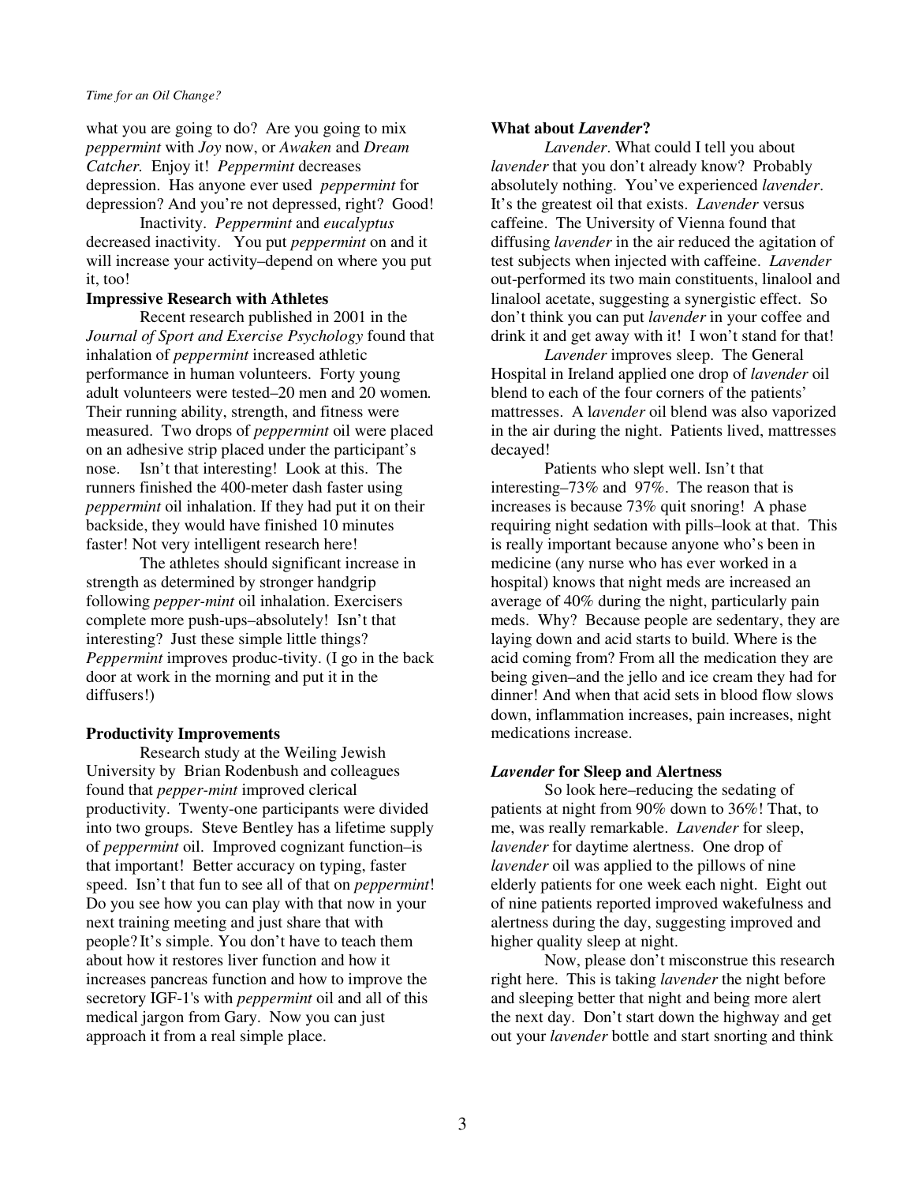what you are going to do? Are you going to mix *peppermint* with *Joy* now, or *Awaken* and *Dream Catcher*. Enjoy it! *Peppermint* decreases depression. Has anyone ever used *peppermint* for depression? And you're not depressed, right? Good!

Inactivity. *Peppermint* and *eucalyptus* decreased inactivity. You put *peppermint* on and it will increase your activity–depend on where you put it, too!

**Impressive Research with Athletes**

Recent research published in 2001 in the *Journal of Sport and Exercise Psychology* found that inhalation of *peppermint* increased athletic performance in human volunteers. Forty young adult volunteers were tested–20 men and 20 women. Their running ability, strength, and fitness were measured. Two drops of *peppermint* oil were placed on an adhesive strip placed under the participant's nose. Isn't that interesting! Look at this. The runners finished the 400-meter dash faster using *peppermint* oil inhalation. If they had put it on their backside, they would have finished 10 minutes faster! Not very intelligent research here!

The athletes should significant increase in strength as determined by stronger handgrip following *pepper-mint* oil inhalation. Exercisers complete more push-ups–absolutely! Isn't that interesting? Just these simple little things? *Peppermint* improves produc-tivity. (I go in the back door at work in the morning and put it in the diffusers!)

**Productivity Improvements**

Research study at the Weiling Jewish University by Brian Rodenbush and colleagues found that *pepper-mint* improved clerical productivity. Twenty-one participants were divided into two groups. Steve Bentley has a lifetime supply of *peppermint* oil. Improved cognizant function–is that important! Better accuracy on typing, faster speed. Isn't that fun to see all of that on *peppermint*! Do you see how you can play with that now in your next training meeting and just share that with people? It's simple. You don't have to teach them about how it restores liver function and how it increases pancreas function and how to improve the secretory IGF-1's with *peppermint* oil and all of this medical jargon from Gary. Now you can just approach it from a real simple place.

**What about *Lavender*?**

*Lavender*. What could I tell you about *lavender* that you don't already know? Probably absolutely nothing. You've experienced *lavender*. It's the greatest oil that exists. *Lavender* versus caffeine. The University of Vienna found that diffusing *lavender* in the air reduced the agitation of test subjects when injected with caffeine. *Lavender* out-performed its two main constituents, linalool and linalool acetate, suggesting a synergistic effect. So don't think you can put *lavender* in your coffee and drink it and get away with it! I won't stand for that!

*Lavender* improves sleep. The General Hospital in Ireland applied one drop of *lavender* oil blend to each of the four corners of the patients' mattresses. A l*avender* oil blend was also vaporized in the air during the night. Patients lived, mattresses decayed!

Patients who slept well. Isn't that interesting–73% and 97%. The reason that is increases is because 73% quit snoring! A phase requiring night sedation with pills–look at that. This is really important because anyone who's been in medicine (any nurse who has ever worked in a hospital) knows that night meds are increased an average of 40% during the night, particularly pain meds. Why? Because people are sedentary, they are laying down and acid starts to build. Where is the acid coming from? From all the medication they are being given–and the jello and ice cream they had for dinner! And when that acid sets in blood flow slows down, inflammation increases, pain increases, night medications increase.

***Lavender* for Sleep and Alertness**

So look here–reducing the sedating of patients at night from 90% down to 36%! That, to me, was really remarkable. *Lavender* for sleep, *lavender* for daytime alertness. One drop of *lavender* oil was applied to the pillows of nine elderly patients for one week each night. Eight out of nine patients reported improved wakefulness and alertness during the day, suggesting improved and higher quality sleep at night.

Now, please don't misconstrue this research right here. This is taking *lavender* the night before and sleeping better that night and being more alert the next day. Don't start down the highway and get out your *lavender* bottle and start snorting and think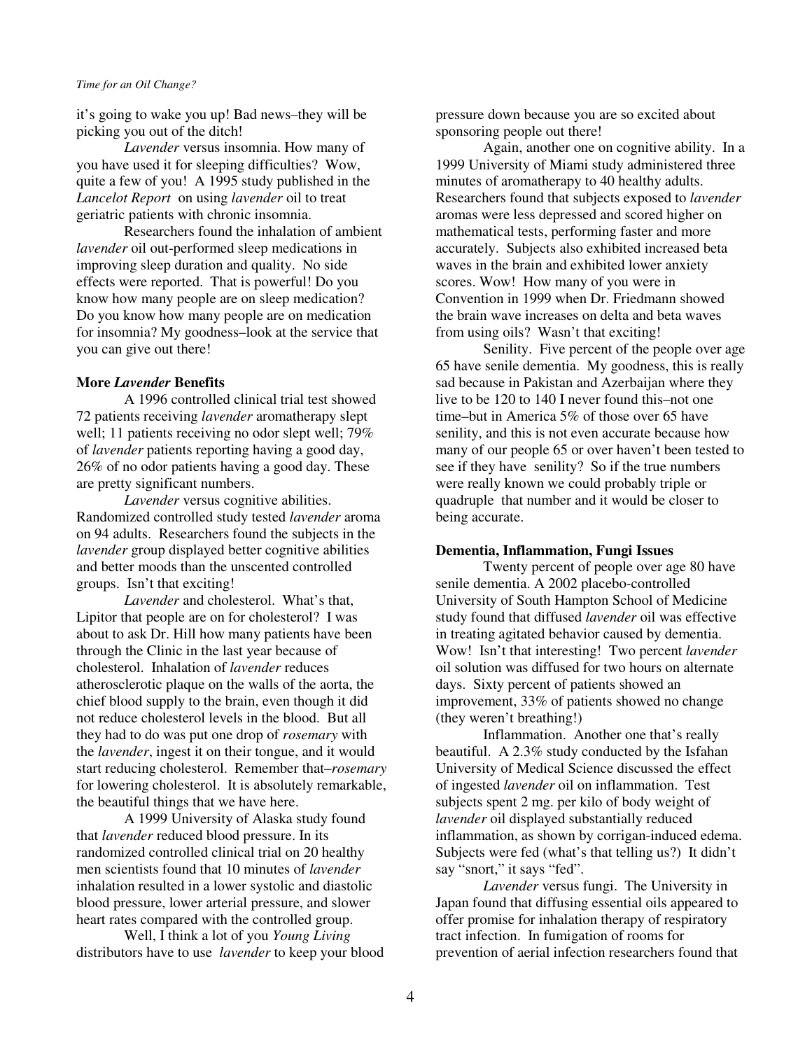it's going to wake you up! Bad news–they will be picking you out of the ditch!

*Lavender* versus insomnia. How many of you have used it for sleeping difficulties? Wow, quite a few of you! A 1995 study published in the *Lancelot Report* on using *lavender* oil to treat geriatric patients with chronic insomnia.

Researchers found the inhalation of ambient *lavender* oil out-performed sleep medications in improving sleep duration and quality. No side effects were reported. That is powerful! Do you know how many people are on sleep medication? Do you know how many people are on medication for insomnia? My goodness–look at the service that you can give out there!

**More *Lavender* Benefits**

A 1996 controlled clinical trial test showed 72 patients receiving *lavender* aromatherapy slept well; 11 patients receiving no odor slept well; 79% of *lavender* patients reporting having a good day, 26% of no odor patients having a good day. These are pretty significant numbers.

*Lavender* versus cognitive abilities. Randomized controlled study tested *lavender* aroma on 94 adults. Researchers found the subjects in the *lavender* group displayed better cognitive abilities and better moods than the unscented controlled groups. Isn't that exciting!

*Lavender* and cholesterol. What's that, Lipitor that people are on for cholesterol? I was about to ask Dr. Hill how many patients have been through the Clinic in the last year because of cholesterol. Inhalation of *lavender* reduces atherosclerotic plaque on the walls of the aorta, the chief blood supply to the brain, even though it did not reduce cholesterol levels in the blood. But all they had to do was put one drop of *rosemary* with the *lavender*, ingest it on their tongue, and it would start reducing cholesterol. Remember that–*rosemary* for lowering cholesterol. It is absolutely remarkable, the beautiful things that we have here.

A 1999 University of Alaska study found that *lavender* reduced blood pressure. In its randomized controlled clinical trial on 20 healthy men scientists found that 10 minutes of *lavender* inhalation resulted in a lower systolic and diastolic blood pressure, lower arterial pressure, and slower heart rates compared with the controlled group.

Well, I think a lot of you *Young Living* distributors have to use *lavender* to keep your blood pressure down because you are so excited about sponsoring people out there!

Again, another one on cognitive ability. In a 1999 University of Miami study administered three minutes of aromatherapy to 40 healthy adults. Researchers found that subjects exposed to *lavender* aromas were less depressed and scored higher on mathematical tests, performing faster and more accurately. Subjects also exhibited increased beta waves in the brain and exhibited lower anxiety scores. Wow! How many of you were in Convention in 1999 when Dr. Friedmann showed the brain wave increases on delta and beta waves from using oils? Wasn't that exciting!

Senility. Five percent of the people over age 65 have senile dementia. My goodness, this is really sad because in Pakistan and Azerbaijan where they live to be 120 to 140 I never found this–not one time–but in America 5% of those over 65 have senility, and this is not even accurate because how many of our people 65 or over haven't been tested to see if they have senility? So if the true numbers were really known we could probably triple or quadruple that number and it would be closer to being accurate.

**Dementia, Inflammation, Fungi Issues**

Twenty percent of people over age 80 have senile dementia. A 2002 placebo-controlled University of South Hampton School of Medicine study found that diffused *lavender* oil was effective in treating agitated behavior caused by dementia. Wow! Isn't that interesting! Two percent *lavender* oil solution was diffused for two hours on alternate days. Sixty percent of patients showed an improvement, 33% of patients showed no change (they weren't breathing!)

Inflammation. Another one that's really beautiful. A 2.3% study conducted by the Isfahan University of Medical Science discussed the effect of ingested *lavender* oil on inflammation. Test subjects spent 2 mg. per kilo of body weight of *lavender* oil displayed substantially reduced inflammation, as shown by corrigan-induced edema. Subjects were fed (what's that telling us?) It didn't say "snort," it says "fed".

*Lavender* versus fungi. The University in Japan found that diffusing essential oils appeared to offer promise for inhalation therapy of respiratory tract infection. In fumigation of rooms for prevention of aerial infection researchers found that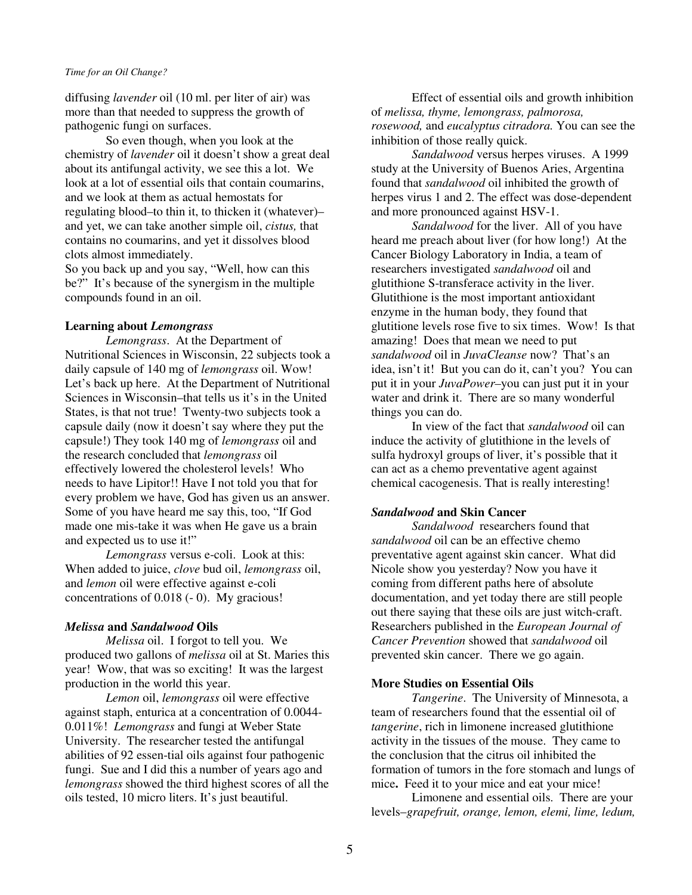diffusing *lavender* oil (10 ml. per liter of air) was more than that needed to suppress the growth of pathogenic fungi on surfaces.

So even though, when you look at the chemistry of *lavender* oil it doesn't show a great deal about its antifungal activity, we see this a lot. We look at a lot of essential oils that contain coumarins, and we look at them as actual hemostats for regulating blood–to thin it, to thicken it (whatever)–and yet, we can take another simple oil, *cistus,* that contains no coumarins, and yet it dissolves blood clots almost immediately.

So you back up and you say, "Well, how can this be?" It's because of the synergism in the multiple compounds found in an oil.

**Learning about *Lemongrass***

*Lemongrass*. At the Department of Nutritional Sciences in Wisconsin, 22 subjects took a daily capsule of 140 mg of *lemongrass* oil. Wow! Let's back up here. At the Department of Nutritional Sciences in Wisconsin–that tells us it's in the United States, is that not true! Twenty-two subjects took a capsule daily (now it doesn't say where they put the capsule!) They took 140 mg of *lemongrass* oil and the research concluded that *lemongrass* oil effectively lowered the cholesterol levels! Who needs to have Lipitor!! Have I not told you that for every problem we have, God has given us an answer. Some of you have heard me say this, too, "If God made one mis-take it was when He gave us a brain and expected us to use it!"

*Lemongrass* versus e-coli. Look at this: When added to juice, *clove* bud oil, *lemongrass* oil, and *lemon* oil were effective against e-coli concentrations of 0.018 (- 0). My gracious!

***Melissa* and *Sandalwood* Oils**

*Melissa* oil. I forgot to tell you. We produced two gallons of *melissa* oil at St. Maries this year! Wow, that was so exciting! It was the largest production in the world this year.

*Lemon* oil, *lemongrass* oil were effective against staph, enturica at a concentration of 0.0044-0.011%! *Lemongrass* and fungi at Weber State University. The researcher tested the antifungal abilities of 92 essen-tial oils against four pathogenic fungi. Sue and I did this a number of years ago and *lemongrass* showed the third highest scores of all the oils tested, 10 micro liters. It's just beautiful.

Effect of essential oils and growth inhibition of *melissa, thyme, lemongrass, palmorosa, rosewood,* and *eucalyptus citradora.* You can see the inhibition of those really quick.

*Sandalwood* versus herpes viruses. A 1999 study at the University of Buenos Aries, Argentina found that *sandalwood* oil inhibited the growth of herpes virus 1 and 2. The effect was dose-dependent and more pronounced against HSV-1.

*Sandalwood* for the liver. All of you have heard me preach about liver (for how long!) At the Cancer Biology Laboratory in India, a team of researchers investigated *sandalwood* oil and glutithione S-transferace activity in the liver. Glutithione is the most important antioxidant enzyme in the human body, they found that glutitione levels rose five to six times. Wow! Is that amazing! Does that mean we need to put *sandalwood* oil in *JuvaCleanse* now? That's an idea, isn't it! But you can do it, can't you? You can put it in your *JuvaPower*–you can just put it in your water and drink it. There are so many wonderful things you can do.

In view of the fact that *sandalwood* oil can induce the activity of glutithione in the levels of sulfa hydroxyl groups of liver, it's possible that it can act as a chemo preventative agent against chemical cacogenesis. That is really interesting!

***Sandalwood* and Skin Cancer**

*Sandalwood* researchers found that *sandalwood* oil can be an effective chemo preventative agent against skin cancer. What did Nicole show you yesterday? Now you have it coming from different paths here of absolute documentation, and yet today there are still people out there saying that these oils are just witch-craft. Researchers published in the *European Journal of Cancer Prevention* showed that *sandalwood* oil prevented skin cancer. There we go again.

**More Studies on Essential Oils**

*Tangerine*. The University of Minnesota, a team of researchers found that the essential oil of *tangerine*, rich in limonene increased glutithione activity in the tissues of the mouse. They came to the conclusion that the citrus oil inhibited the formation of tumors in the fore stomach and lungs of mice**.** Feed it to your mice and eat your mice!

Limonene and essential oils. There are your levels–*grapefruit, orange, lemon, elemi, lime, ledum,*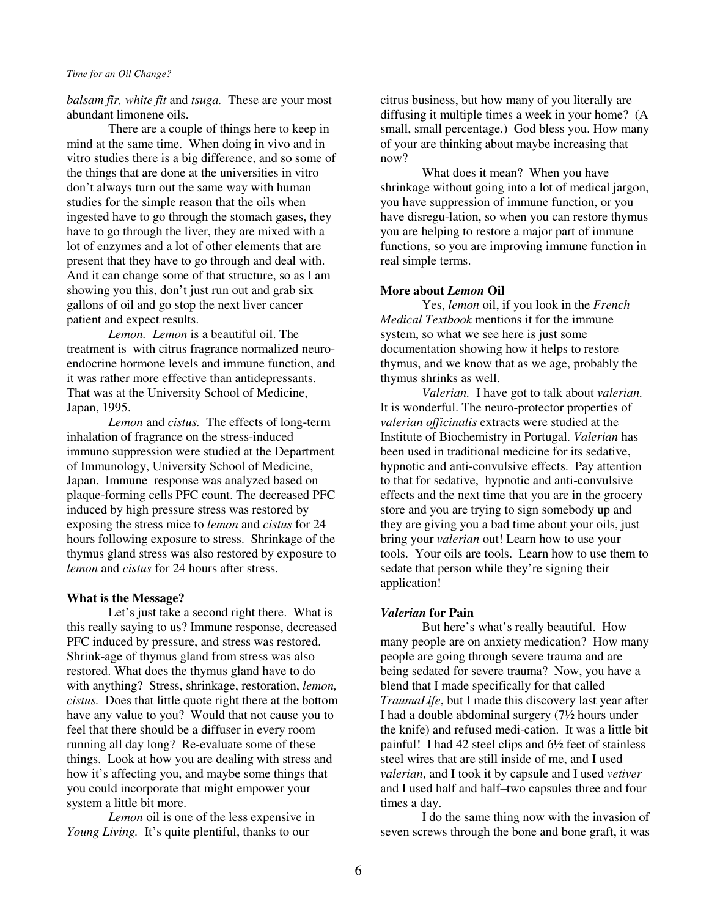*balsam fir, white fit* and *tsuga.* These are your most abundant limonene oils.

There are a couple of things here to keep in mind at the same time. When doing in vivo and in vitro studies there is a big difference, and so some of the things that are done at the universities in vitro don't always turn out the same way with human studies for the simple reason that the oils when ingested have to go through the stomach gases, they have to go through the liver, they are mixed with a lot of enzymes and a lot of other elements that are present that they have to go through and deal with. And it can change some of that structure, so as I am showing you this, don't just run out and grab six gallons of oil and go stop the next liver cancer patient and expect results.

*Lemon. Lemon* is a beautiful oil. The treatment is with citrus fragrance normalized neuro-endocrine hormone levels and immune function, and it was rather more effective than antidepressants. That was at the University School of Medicine, Japan, 1995.

*Lemon* and *cistus.* The effects of long-term inhalation of fragrance on the stress-induced immuno suppression were studied at the Department of Immunology, University School of Medicine, Japan. Immune response was analyzed based on plaque-forming cells PFC count. The decreased PFC induced by high pressure stress was restored by exposing the stress mice to *lemon* and *cistus* for 24 hours following exposure to stress. Shrinkage of the thymus gland stress was also restored by exposure to *lemon* and *cistus* for 24 hours after stress.

**What is the Message?**

Let's just take a second right there. What is this really saying to us? Immune response, decreased PFC induced by pressure, and stress was restored. Shrink-age of thymus gland from stress was also restored. What does the thymus gland have to do with anything? Stress, shrinkage, restoration, *lemon, cistus.* Does that little quote right there at the bottom have any value to you? Would that not cause you to feel that there should be a diffuser in every room running all day long? Re-evaluate some of these things. Look at how you are dealing with stress and how it's affecting you, and maybe some things that you could incorporate that might empower your system a little bit more.

*Lemon* oil is one of the less expensive in *Young Living.* It's quite plentiful, thanks to our citrus business, but how many of you literally are diffusing it multiple times a week in your home? (A small, small percentage.) God bless you. How many of your are thinking about maybe increasing that now?

What does it mean? When you have shrinkage without going into a lot of medical jargon, you have suppression of immune function, or you have disregu-lation, so when you can restore thymus you are helping to restore a major part of immune functions, so you are improving immune function in real simple terms.

**More about *Lemon* Oil**

Yes, *lemon* oil, if you look in the *French Medical Textbook* mentions it for the immune system, so what we see here is just some documentation showing how it helps to restore thymus, and we know that as we age, probably the thymus shrinks as well.

*Valerian.* I have got to talk about *valerian.* It is wonderful. The neuro-protector properties of *valerian officinalis* extracts were studied at the Institute of Biochemistry in Portugal. *Valerian* has been used in traditional medicine for its sedative, hypnotic and anti-convulsive effects. Pay attention to that for sedative, hypnotic and anti-convulsive effects and the next time that you are in the grocery store and you are trying to sign somebody up and they are giving you a bad time about your oils, just bring your *valerian* out! Learn how to use your tools. Your oils are tools. Learn how to use them to sedate that person while they're signing their application!

***Valerian* for Pain**

But here's what's really beautiful. How many people are on anxiety medication? How many people are going through severe trauma and are being sedated for severe trauma? Now, you have a blend that I made specifically for that called *TraumaLife*, but I made this discovery last year after I had a double abdominal surgery (7½ hours under the knife) and refused medi-cation. It was a little bit painful! I had 42 steel clips and 6½ feet of stainless steel wires that are still inside of me, and I used *valerian*, and I took it by capsule and I used *vetiver* and I used half and half–two capsules three and four times a day.

I do the same thing now with the invasion of seven screws through the bone and bone graft, it was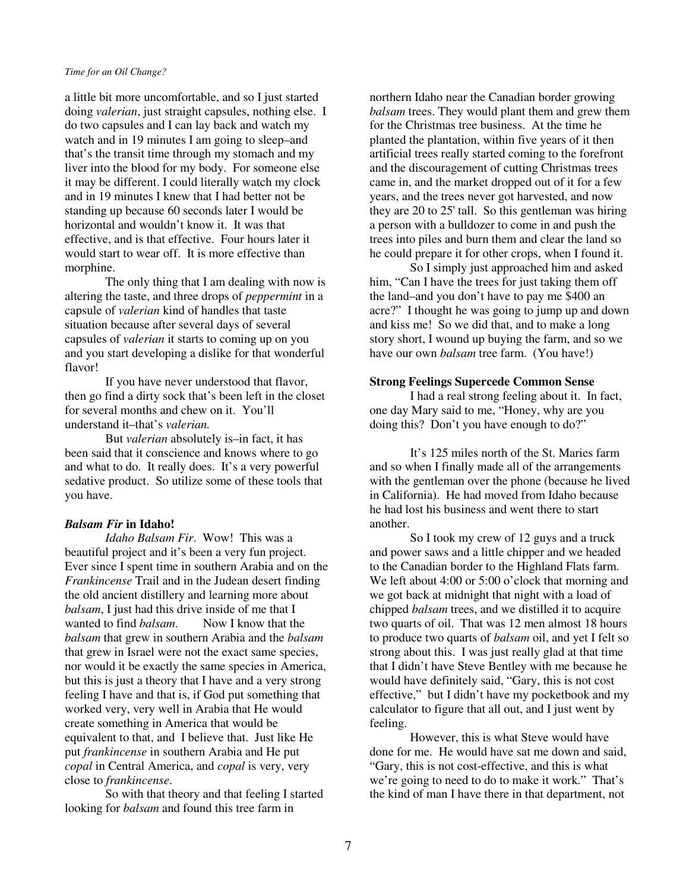a little bit more uncomfortable, and so I just started doing *valerian*, just straight capsules, nothing else. I do two capsules and I can lay back and watch my watch and in 19 minutes I am going to sleep–and that's the transit time through my stomach and my liver into the blood for my body. For someone else it may be different. I could literally watch my clock and in 19 minutes I knew that I had better not be standing up because 60 seconds later I would be horizontal and wouldn't know it. It was that effective, and is that effective. Four hours later it would start to wear off. It is more effective than morphine.

The only thing that I am dealing with now is altering the taste, and three drops of *peppermint* in a capsule of *valerian* kind of handles that taste situation because after several days of several capsules of *valerian* it starts to coming up on you and you start developing a dislike for that wonderful flavor!

If you have never understood that flavor, then go find a dirty sock that's been left in the closet for several months and chew on it. You'll understand it–that's *valerian.*

But *valerian* absolutely is–in fact, it has been said that it conscience and knows where to go and what to do. It really does. It's a very powerful sedative product. So utilize some of these tools that you have.

### ***Balsam Fir* in Idaho!**

*Idaho Balsam Fir*. Wow! This was a beautiful project and it's been a very fun project. Ever since I spent time in southern Arabia and on the *Frankincense* Trail and in the Judean desert finding the old ancient distillery and learning more about *balsam*, I just had this drive inside of me that I wanted to find *balsam*. Now I know that the *balsam* that grew in southern Arabia and the *balsam* that grew in Israel were not the exact same species, nor would it be exactly the same species in America, but this is just a theory that I have and a very strong feeling I have and that is, if God put something that worked very, very well in Arabia that He would create something in America that would be equivalent to that, and I believe that. Just like He put *frankincense* in southern Arabia and He put *copal* in Central America, and *copal* is very, very close to *frankincense*.

So with that theory and that feeling I started looking for *balsam* and found this tree farm in northern Idaho near the Canadian border growing *balsam* trees. They would plant them and grew them for the Christmas tree business. At the time he planted the plantation, within five years of it then artificial trees really started coming to the forefront and the discouragement of cutting Christmas trees came in, and the market dropped out of it for a few years, and the trees never got harvested, and now they are 20 to 25' tall. So this gentleman was hiring a person with a bulldozer to come in and push the trees into piles and burn them and clear the land so he could prepare it for other crops, when I found it.

So I simply just approached him and asked him, "Can I have the trees for just taking them off the land–and you don't have to pay me $400 an acre?" I thought he was going to jump up and down and kiss me! So we did that, and to make a long story short, I wound up buying the farm, and so we have our own *balsam* tree farm. (You have!)

### **Strong Feelings Supercede Common Sense**

I had a real strong feeling about it. In fact, one day Mary said to me, "Honey, why are you doing this? Don't you have enough to do?"

It's 125 miles north of the St. Maries farm and so when I finally made all of the arrangements with the gentleman over the phone (because he lived in California). He had moved from Idaho because he had lost his business and went there to start another.

So I took my crew of 12 guys and a truck and power saws and a little chipper and we headed to the Canadian border to the Highland Flats farm. We left about 4:00 or 5:00 o'clock that morning and we got back at midnight that night with a load of chipped *balsam* trees, and we distilled it to acquire two quarts of oil. That was 12 men almost 18 hours to produce two quarts of *balsam* oil, and yet I felt so strong about this. I was just really glad at that time that I didn't have Steve Bentley with me because he would have definitely said, "Gary, this is not cost effective," but I didn't have my pocketbook and my calculator to figure that all out, and I just went by feeling.

However, this is what Steve would have done for me. He would have sat me down and said, "Gary, this is not cost-effective, and this is what we're going to need to do to make it work." That's the kind of man I have there in that department, not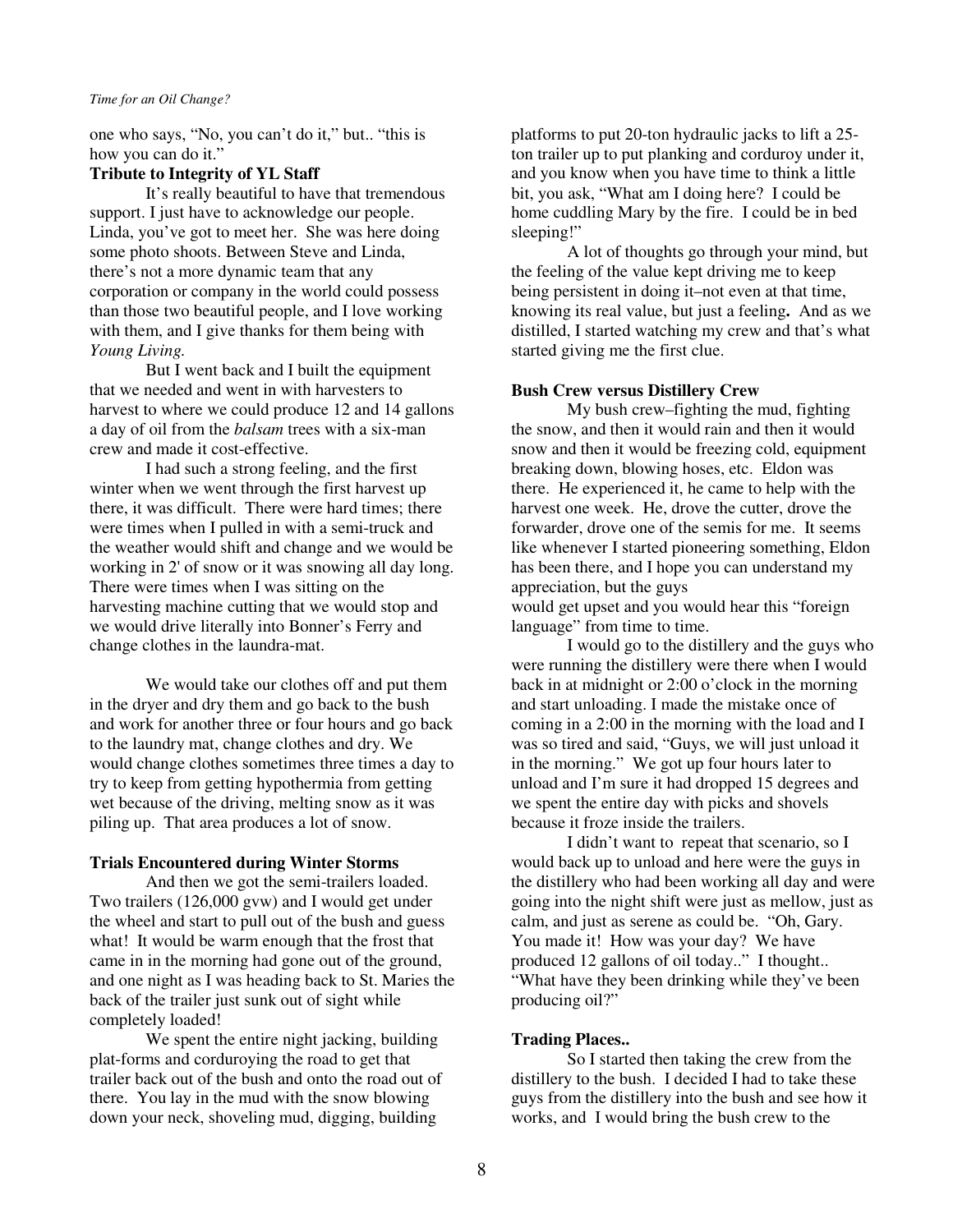one who says, "No, you can't do it," but.. "this is how you can do it."

**Tribute to Integrity of YL Staff**

It's really beautiful to have that tremendous support. I just have to acknowledge our people. Linda, you've got to meet her. She was here doing some photo shoots. Between Steve and Linda, there's not a more dynamic team that any corporation or company in the world could possess than those two beautiful people, and I love working with them, and I give thanks for them being with *Young Living.*

But I went back and I built the equipment that we needed and went in with harvesters to harvest to where we could produce 12 and 14 gallons a day of oil from the *balsam* trees with a six-man crew and made it cost-effective.

I had such a strong feeling, and the first winter when we went through the first harvest up there, it was difficult. There were hard times; there were times when I pulled in with a semi-truck and the weather would shift and change and we would be working in 2' of snow or it was snowing all day long. There were times when I was sitting on the harvesting machine cutting that we would stop and we would drive literally into Bonner's Ferry and change clothes in the laundra-mat.

We would take our clothes off and put them in the dryer and dry them and go back to the bush and work for another three or four hours and go back to the laundry mat, change clothes and dry. We would change clothes sometimes three times a day to try to keep from getting hypothermia from getting wet because of the driving, melting snow as it was piling up. That area produces a lot of snow.

**Trials Encountered during Winter Storms**

And then we got the semi-trailers loaded. Two trailers (126,000 gvw) and I would get under the wheel and start to pull out of the bush and guess what! It would be warm enough that the frost that came in in the morning had gone out of the ground, and one night as I was heading back to St. Maries the back of the trailer just sunk out of sight while completely loaded!

We spent the entire night jacking, building plat-forms and corduroying the road to get that trailer back out of the bush and onto the road out of there. You lay in the mud with the snow blowing down your neck, shoveling mud, digging, building platforms to put 20-ton hydraulic jacks to lift a 25-ton trailer up to put planking and corduroy under it, and you know when you have time to think a little bit, you ask, "What am I doing here? I could be home cuddling Mary by the fire. I could be in bed sleeping!"

A lot of thoughts go through your mind, but the feeling of the value kept driving me to keep being persistent in doing it–not even at that time, knowing its real value, but just a feeling**.** And as we distilled, I started watching my crew and that's what started giving me the first clue.

**Bush Crew versus Distillery Crew**

My bush crew–fighting the mud, fighting the snow, and then it would rain and then it would snow and then it would be freezing cold, equipment breaking down, blowing hoses, etc. Eldon was there. He experienced it, he came to help with the harvest one week. He, drove the cutter, drove the forwarder, drove one of the semis for me. It seems like whenever I started pioneering something, Eldon has been there, and I hope you can understand my appreciation, but the guys would get upset and you would hear this "foreign language" from time to time.

I would go to the distillery and the guys who were running the distillery were there when I would back in at midnight or 2:00 o'clock in the morning and start unloading. I made the mistake once of coming in a 2:00 in the morning with the load and I was so tired and said, "Guys, we will just unload it in the morning." We got up four hours later to unload and I'm sure it had dropped 15 degrees and we spent the entire day with picks and shovels because it froze inside the trailers.

I didn't want to repeat that scenario, so I would back up to unload and here were the guys in the distillery who had been working all day and were going into the night shift were just as mellow, just as calm, and just as serene as could be. "Oh, Gary. You made it! How was your day? We have produced 12 gallons of oil today.." I thought.. "What have they been drinking while they've been producing oil?"

**Trading Places..**

So I started then taking the crew from the distillery to the bush. I decided I had to take these guys from the distillery into the bush and see how it works, and I would bring the bush crew to the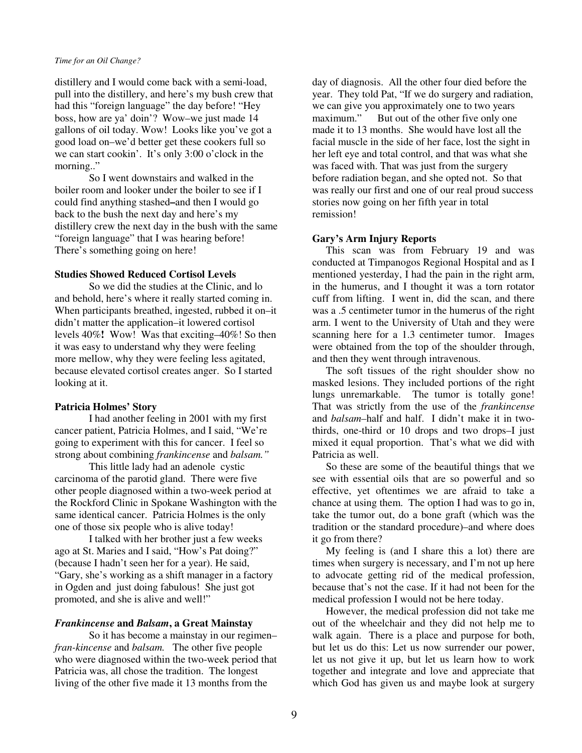distillery and I would come back with a semi-load, pull into the distillery, and here's my bush crew that had this "foreign language" the day before! "Hey boss, how are ya' doin'? Wow–we just made 14 gallons of oil today. Wow! Looks like you've got a good load on–we'd better get these cookers full so we can start cookin'. It's only 3:00 o'clock in the morning.."

So I went downstairs and walked in the boiler room and looker under the boiler to see if I could find anything stashed–and then I would go back to the bush the next day and here's my distillery crew the next day in the bush with the same "foreign language" that I was hearing before! There's something going on here!

**Studies Showed Reduced Cortisol Levels**

So we did the studies at the Clinic, and lo and behold, here's where it really started coming in. When participants breathed, ingested, rubbed it on–it didn't matter the application–it lowered cortisol levels 40%**!** Wow! Was that exciting–40%! So then it was easy to understand why they were feeling more mellow, why they were feeling less agitated, because elevated cortisol creates anger. So I started looking at it.

**Patricia Holmes' Story**

I had another feeling in 2001 with my first cancer patient, Patricia Holmes, and I said, "We're going to experiment with this for cancer. I feel so strong about combining *frankincense* and *balsam."*

This little lady had an adenole cystic carcinoma of the parotid gland. There were five other people diagnosed within a two-week period at the Rockford Clinic in Spokane Washington with the same identical cancer. Patricia Holmes is the only one of those six people who is alive today!

I talked with her brother just a few weeks ago at St. Maries and I said, "How's Pat doing?" (because I hadn't seen her for a year). He said, "Gary, she's working as a shift manager in a factory in Ogden and just doing fabulous! She just got promoted, and she is alive and well!"

***Frankincense* and *Balsam*, a Great Mainstay**

So it has become a mainstay in our regimen–*fran-kincense* and *balsam.* The other five people who were diagnosed within the two-week period that Patricia was, all chose the tradition. The longest living of the other five made it 13 months from the day of diagnosis. All the other four died before the year. They told Pat, "If we do surgery and radiation, we can give you approximately one to two years maximum." But out of the other five only one made it to 13 months. She would have lost all the facial muscle in the side of her face, lost the sight in her left eye and total control, and that was what she was faced with. That was just from the surgery before radiation began, and she opted not. So that was really our first and one of our real proud success stories now going on her fifth year in total remission!

**Gary's Arm Injury Reports**

This scan was from February 19 and was conducted at Timpanogos Regional Hospital and as I mentioned yesterday, I had the pain in the right arm, in the humerus, and I thought it was a torn rotator cuff from lifting. I went in, did the scan, and there was a .5 centimeter tumor in the humerus of the right arm. I went to the University of Utah and they were scanning here for a 1.3 centimeter tumor. Images were obtained from the top of the shoulder through, and then they went through intravenous.

The soft tissues of the right shoulder show no masked lesions. They included portions of the right lungs unremarkable. The tumor is totally gone! That was strictly from the use of the *frankincense* and *balsam*–half and half. I didn't make it in two-thirds, one-third or 10 drops and two drops–I just mixed it equal proportion. That's what we did with Patricia as well.

So these are some of the beautiful things that we see with essential oils that are so powerful and so effective, yet oftentimes we are afraid to take a chance at using them. The option I had was to go in, take the tumor out, do a bone graft (which was the tradition or the standard procedure)–and where does it go from there?

My feeling is (and I share this a lot) there are times when surgery is necessary, and I'm not up here to advocate getting rid of the medical profession, because that's not the case. If it had not been for the medical profession I would not be here today.

However, the medical profession did not take me out of the wheelchair and they did not help me to walk again. There is a place and purpose for both, but let us do this: Let us now surrender our power, let us not give it up, but let us learn how to work together and integrate and love and appreciate that which God has given us and maybe look at surgery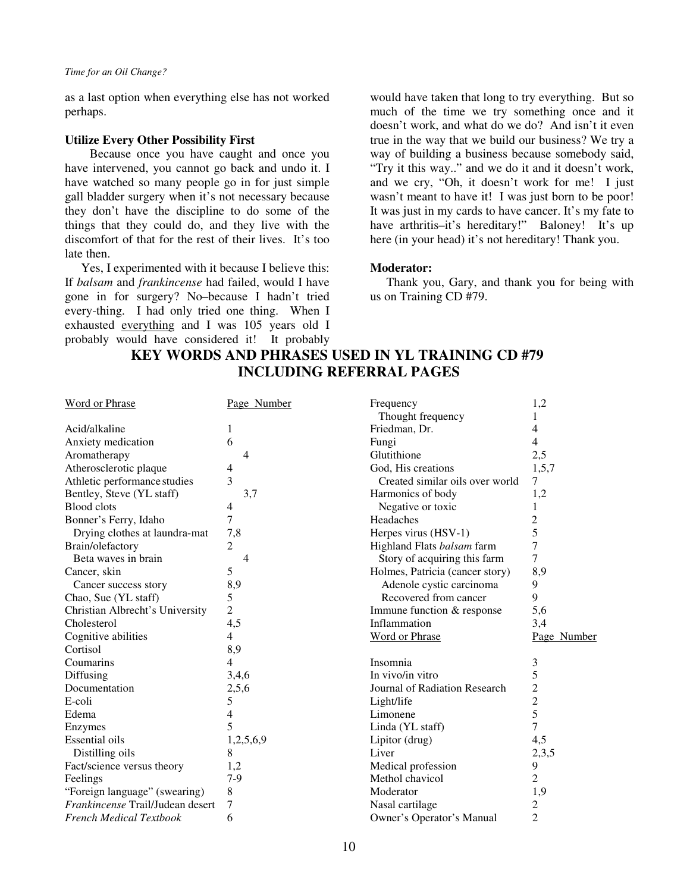as a last option when everything else has not worked perhaps.

**Utilize Every Other Possibility First**

Because once you have caught and once you have intervened, you cannot go back and undo it. I have watched so many people go in for just simple gall bladder surgery when it's not necessary because they don't have the discipline to do some of the things that they could do, and they live with the discomfort of that for the rest of their lives. It's too late then.

Yes, I experimented with it because I believe this: If *balsam* and *frankincense* had failed, would I have gone in for surgery? No–because I hadn't tried every-thing. I had only tried one thing. When I exhausted everything and I was 105 years old I probably would have considered it! It probably would have taken that long to try everything. But so much of the time we try something once and it doesn't work, and what do we do? And isn't it even true in the way that we build our business? We try a way of building a business because somebody said, "Try it this way.." and we do it and it doesn't work, and we cry, "Oh, it doesn't work for me! I just wasn't meant to have it! I was just born to be poor! It was just in my cards to have cancer. It's my fate to have arthritis–it's hereditary!" Baloney! It's up here (in your head) it's not hereditary! Thank you.

**Moderator:**

Thank you, Gary, and thank you for being with us on Training CD #79.

## KEY WORDS AND PHRASES USED IN YL TRAINING CD #79 INCLUDING REFERRAL PAGES

| Word or Phrase | Page Number |
|---|---|
| Acid/alkaline | 1 |
| Anxiety medication | 6 |
| Aromatherapy | 4 |
| Atherosclerotic plaque | 4 |
| Athletic performance studies | 3 |
| Bentley, Steve (YL staff) | 3,7 |
| Blood clots | 4 |
| Bonner's Ferry, Idaho | 7 |
| Drying clothes at laundra-mat | 7,8 |
| Brain/olefactory | 2 |
| Beta waves in brain | 4 |
| Cancer, skin | 5 |
| Cancer success story | 8,9 |
| Chao, Sue (YL staff) | 5 |
| Christian Albrecht's University | 2 |
| Cholesterol | 4,5 |
| Cognitive abilities | 4 |
| Cortisol | 8,9 |
| Coumarins | 4 |
| Diffusing | 3,4,6 |
| Documentation | 2,5,6 |
| E-coli | 5 |
| Edema | 4 |
| Enzymes | 5 |
| Essential oils | 1,2,5,6,9 |
| Distilling oils | 8 |
| Fact/science versus theory | 1,2 |
| Feelings | 7-9 |
| "Foreign language" (swearing) | 8 |
| *Frankincense* Trail/Judean desert | 7 |
| *French Medical Textbook* | 6 |
| Frequency | 1,2 |
| Thought frequency | 1 |
| Friedman, Dr. | 4 |
| Fungi | 4 |
| Glutithione | 2,5 |
| God, His creations | 1,5,7 |
| Created similar oils over world | 7 |
| Harmonics of body | 1,2 |
| Negative or toxic | 1 |
| Headaches | 2 |
| Herpes virus (HSV-1) | 5 |
| Highland Flats *balsam* farm | 7 |
| Story of acquiring this farm | 7 |
| Holmes, Patricia (cancer story) | 8,9 |
| Adenole cystic carcinoma | 9 |
| Recovered from cancer | 9 |
| Immune function & response | 5,6 |
| Inflammation | 3,4 |
| Insomnia | 3 |
| In vivo/in vitro | 5 |
| Journal of Radiation Research | 2 |
| Light/life | 2 |
| Limonene | 5 |
| Linda (YL staff) | 7 |
| Lipitor (drug) | 4,5 |
| Liver | 2,3,5 |
| Medical profession | 9 |
| Methol chavicol | 2 |
| Moderator | 1,9 |
| Nasal cartilage | 2 |
| Owner's Operator's Manual | 2 |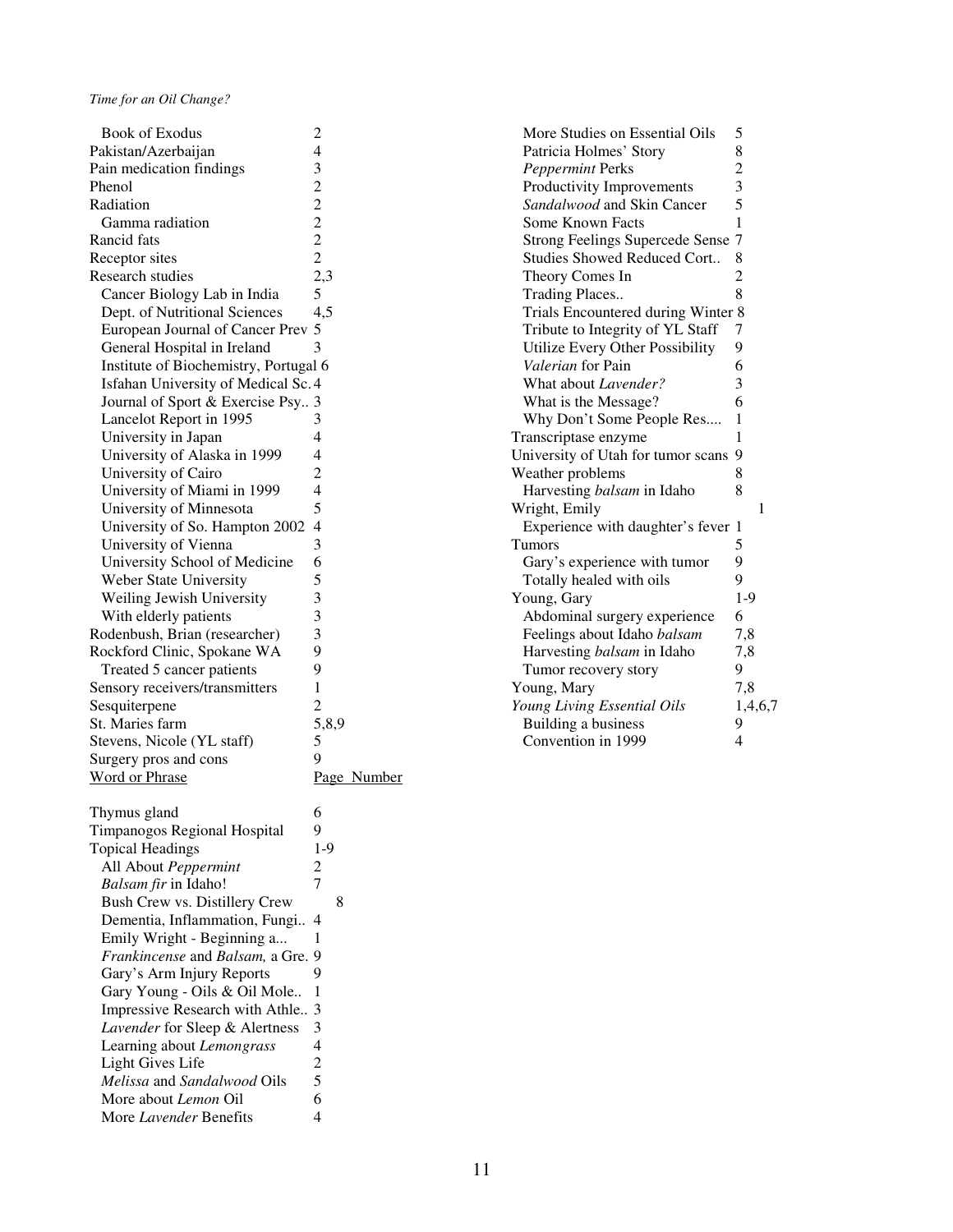| Word or Phrase | Page Number |
|---|---|
| Book of Exodus | 2 |
| Pakistan/Azerbaijan | 4 |
| Pain medication findings | 3 |
| Phenol | 2 |
| Radiation | 2 |
| Gamma radiation | 2 |
| Rancid fats | 2 |
| Receptor sites | 2 |
| Research studies | 2,3 |
| Cancer Biology Lab in India | 5 |
| Dept. of Nutritional Sciences | 4,5 |
| European Journal of Cancer Prev | 5 |
| General Hospital in Ireland | 3 |
| Institute of Biochemistry, Portugal | 6 |
| Isfahan University of Medical Sc. | 4 |
| Journal of Sport & Exercise Psy.. | 3 |
| Lancelot Report in 1995 | 3 |
| University in Japan | 4 |
| University of Alaska in 1999 | 4 |
| University of Cairo | 2 |
| University of Miami in 1999 | 4 |
| University of Minnesota | 5 |
| University of So. Hampton 2002 | 4 |
| University of Vienna | 3 |
| University School of Medicine | 6 |
| Weber State University | 5 |
| Weiling Jewish University | 3 |
| With elderly patients | 3 |
| Rodenbush, Brian (researcher) | 3 |
| Rockford Clinic, Spokane WA | 9 |
| Treated 5 cancer patients | 9 |
| Sensory receivers/transmitters | 1 |
| Sesquiterpene | 2 |
| St. Maries farm | 5,8,9 |
| Stevens, Nicole (YL staff) | 5 |
| Surgery pros and cons | 9 |

| Word or Phrase | Page Number |
|---|---|
| Thymus gland | 6 |
| Timpanogos Regional Hospital | 9 |
| Topical Headings | 1-9 |
| All About *Peppermint* | 2 |
| *Balsam fir* in Idaho! | 7 |
| Bush Crew vs. Distillery Crew | 8 |
| Dementia, Inflammation, Fungi.. | 4 |
| Emily Wright - Beginning a... | 1 |
| *Frankincense* and *Balsam,* a Gre. | 9 |
| Gary's Arm Injury Reports | 9 |
| Gary Young - Oils & Oil Mole.. | 1 |
| Impressive Research with Athle.. | 3 |
| *Lavender* for Sleep & Alertness | 3 |
| Learning about *Lemongrass* | 4 |
| Light Gives Life | 2 |
| *Melissa* and *Sandalwood* Oils | 5 |
| More about *Lemon* Oil | 6 |
| More *Lavender* Benefits | 4 |
| More Studies on Essential Oils | 5 |
| Patricia Holmes' Story | 8 |
| *Peppermint* Perks | 2 |
| Productivity Improvements | 3 |
| *Sandalwood* and Skin Cancer | 5 |
| Some Known Facts | 1 |
| Strong Feelings Supercede Sense | 7 |
| Studies Showed Reduced Cort.. | 8 |
| Theory Comes In | 2 |
| Trading Places.. | 8 |
| Trials Encountered during Winter | 8 |
| Tribute to Integrity of YL Staff | 7 |
| Utilize Every Other Possibility | 9 |
| *Valerian* for Pain | 6 |
| What about *Lavender?* | 3 |
| What is the Message? | 6 |
| Why Don't Some People Res.... | 1 |
| Transcriptase enzyme | 1 |
| University of Utah for tumor scans | 9 |
| Weather problems | 8 |
| Harvesting *balsam* in Idaho | 8 |
| Wright, Emily | 1 |
| Experience with daughter's fever | 1 |
| Tumors | 5 |
| Gary's experience with tumor | 9 |
| Totally healed with oils | 9 |
| Young, Gary | 1-9 |
| Abdominal surgery experience | 6 |
| Feelings about Idaho *balsam* | 7,8 |
| Harvesting *balsam* in Idaho | 7,8 |
| Tumor recovery story | 9 |
| Young, Mary | 7,8 |
| *Young Living Essential Oils* | 1,4,6,7 |
| Building a business | 9 |
| Convention in 1999 | 4 |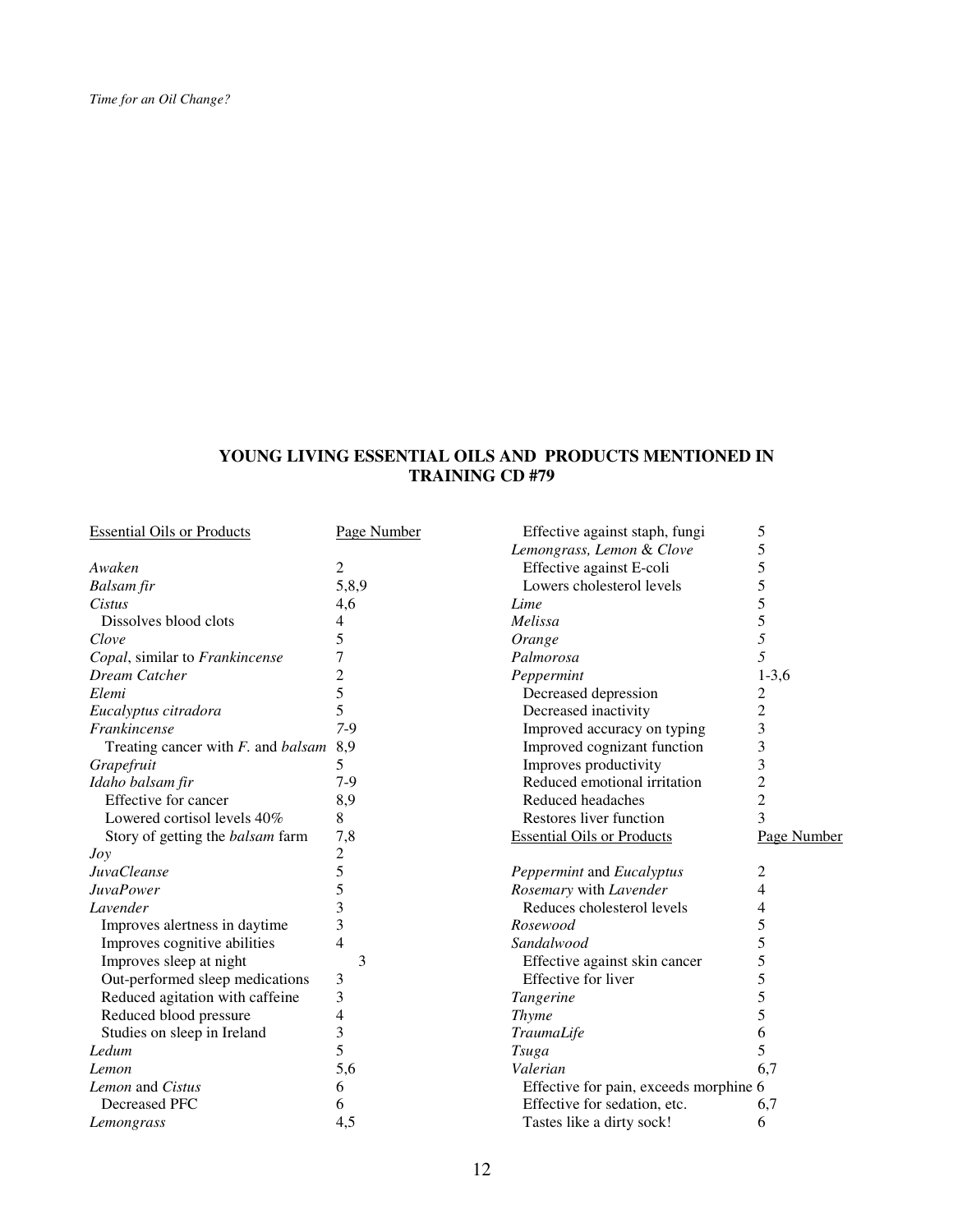## YOUNG LIVING ESSENTIAL OILS AND PRODUCTS MENTIONED IN TRAINING CD #79

| Essential Oils or Products | Page Number |
|---|---|
| *Awaken* | 2 |
| *Balsam fir* | 5,8,9 |
| *Cistus* | 4,6 |
| Dissolves blood clots | 4 |
| *Clove* | 5 |
| *Copal*, similar to *Frankincense* | 7 |
| *Dream Catcher* | 2 |
| *Elemi* | 5 |
| *Eucalyptus citradora* | 5 |
| *Frankincense* | 7-9 |
| Treating cancer with *F.* and *balsam* | 8,9 |
| *Grapefruit* | 5 |
| *Idaho balsam fir* | 7-9 |
| Effective for cancer | 8,9 |
| Lowered cortisol levels 40% | 8 |
| Story of getting the *balsam* farm | 7,8 |
| *Joy* | 2 |
| *JuvaCleanse* | 5 |
| *JuvaPower* | 5 |
| *Lavender* | 3 |
| Improves alertness in daytime | 3 |
| Improves cognitive abilities | 4 |
| Improves sleep at night | 3 |
| Out-performed sleep medications | 3 |
| Reduced agitation with caffeine | 3 |
| Reduced blood pressure | 4 |
| Studies on sleep in Ireland | 3 |
| *Ledum* | 5 |
| *Lemon* | 5,6 |
| *Lemon* and *Cistus* | 6 |
| Decreased PFC | 6 |
| *Lemongrass* | 4,5 |
| Effective against staph, fungi | 5 |
| *Lemongrass, Lemon* & *Clove* | 5 |
| Effective against E-coli | 5 |
| Lowers cholesterol levels | 5 |
| *Lime* | 5 |
| *Melissa* | 5 |
| *Orange* | 5 |
| *Palmorosa* | 5 |
| *Peppermint* | 1-3,6 |
| Decreased depression | 2 |
| Decreased inactivity | 2 |
| Improved accuracy on typing | 3 |
| Improved cognizant function | 3 |
| Improves productivity | 3 |
| Reduced emotional irritation | 2 |
| Reduced headaches | 2 |
| Restores liver function | 3 |

| Essential Oils or Products | Page Number |
|---|---|
| *Peppermint* and *Eucalyptus* | 2 |
| *Rosemary* with *Lavender* | 4 |
| Reduces cholesterol levels | 4 |
| *Rosewood* | 5 |
| *Sandalwood* | 5 |
| Effective against skin cancer | 5 |
| Effective for liver | 5 |
| *Tangerine* | 5 |
| *Thyme* | 5 |
| *TraumaLife* | 6 |
| *Tsuga* | 5 |
| *Valerian* | 6,7 |
| Effective for pain, exceeds morphine | 6 |
| Effective for sedation, etc. | 6,7 |
| Tastes like a dirty sock! | 6 |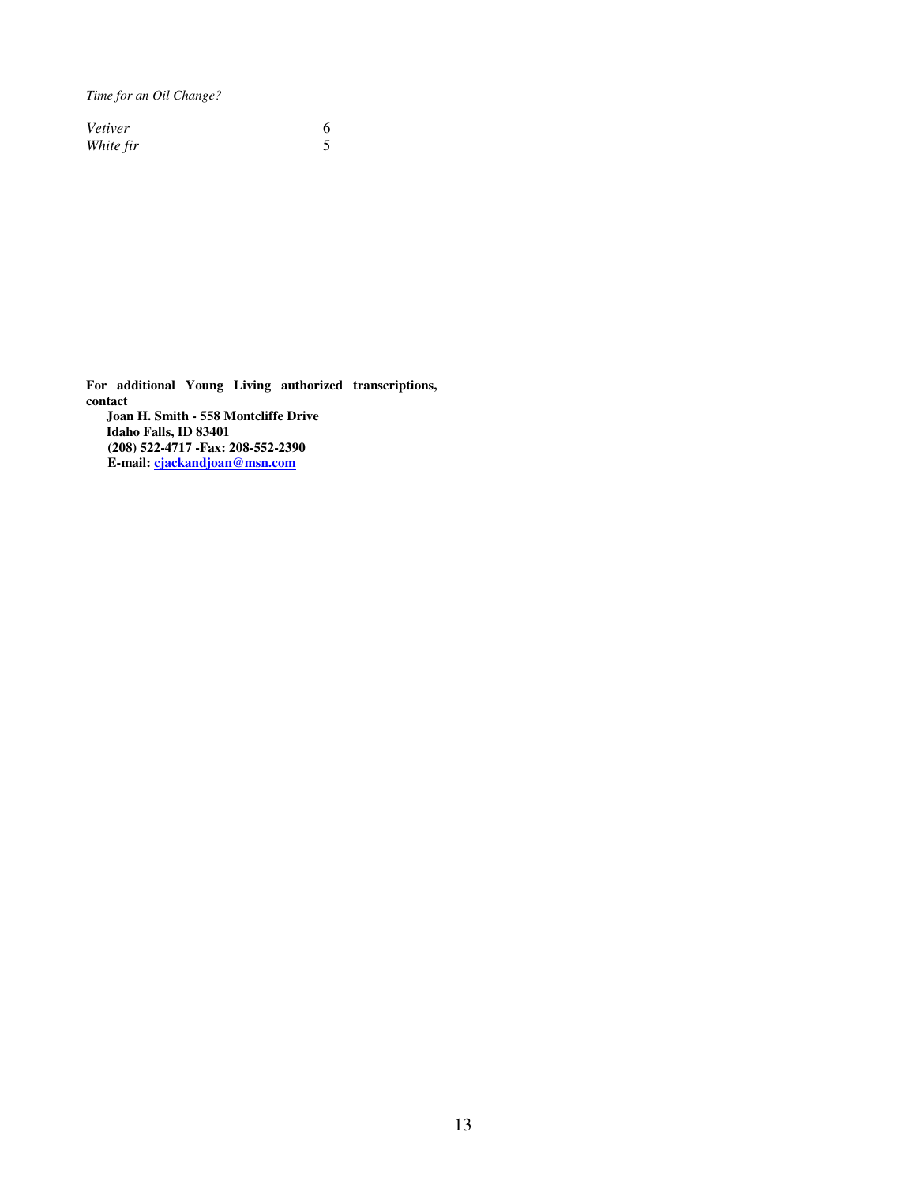*Time for an Oil Change?*

| | |
|---|---|
| *Vetiver* | 6 |
| *White fir* | 5 |

**For additional Young Living authorized transcriptions, contact**

**Joan H. Smith - 558 Montcliffe Drive**
**Idaho Falls, ID 83401**
**(208) 522-4717 -Fax: 208-552-2390**
**E-mail: cjackandjoan@msn.com**